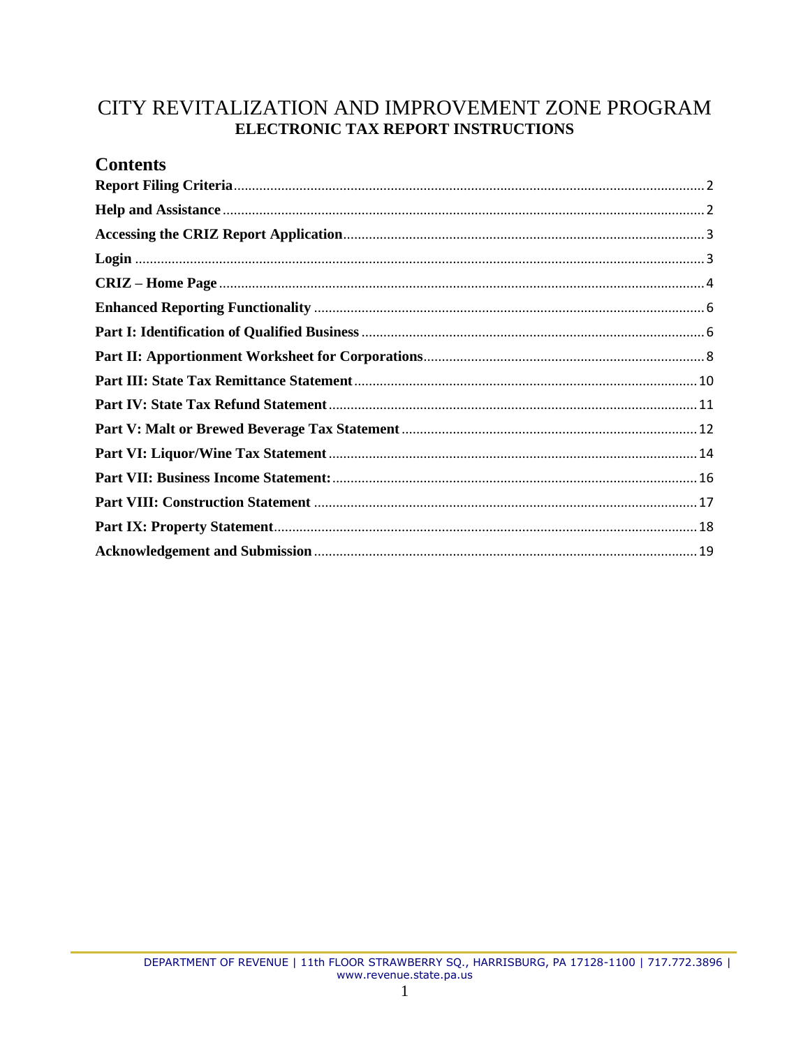# CITY REVITALIZATION AND IMPROVEMENT ZONE PROGRAM

## ELECTRONIC TAX REPORT INSTRUCTIONS

## Contents

**Report Filing Criteria** ..... 2

**Help and Assistance** ..... 2

**Accessing the CRIZ Report Application** ..... 3

**Login** ..... 3

**CRIZ – Home Page** ..... 4

**Enhanced Reporting Functionality** ..... 6

**Part I: Identification of Qualified Business** ..... 6

**Part II: Apportionment Worksheet for Corporations** ..... 8

**Part III: State Tax Remittance Statement** ..... 10

**Part IV: State Tax Refund Statement** ..... 11

**Part V: Malt or Brewed Beverage Tax Statement** ..... 12

**Part VI: Liquor/Wine Tax Statement** ..... 14

**Part VII: Business Income Statement:** ..... 16

**Part VIII: Construction Statement** ..... 17

**Part IX: Property Statement** ..... 18

**Acknowledgement and Submission** ..... 19

DEPARTMENT OF REVENUE | 11th FLOOR STRAWBERRY SQ., HARRISBURG, PA 17128-1100 | 717.772.3896 | www.revenue.state.pa.us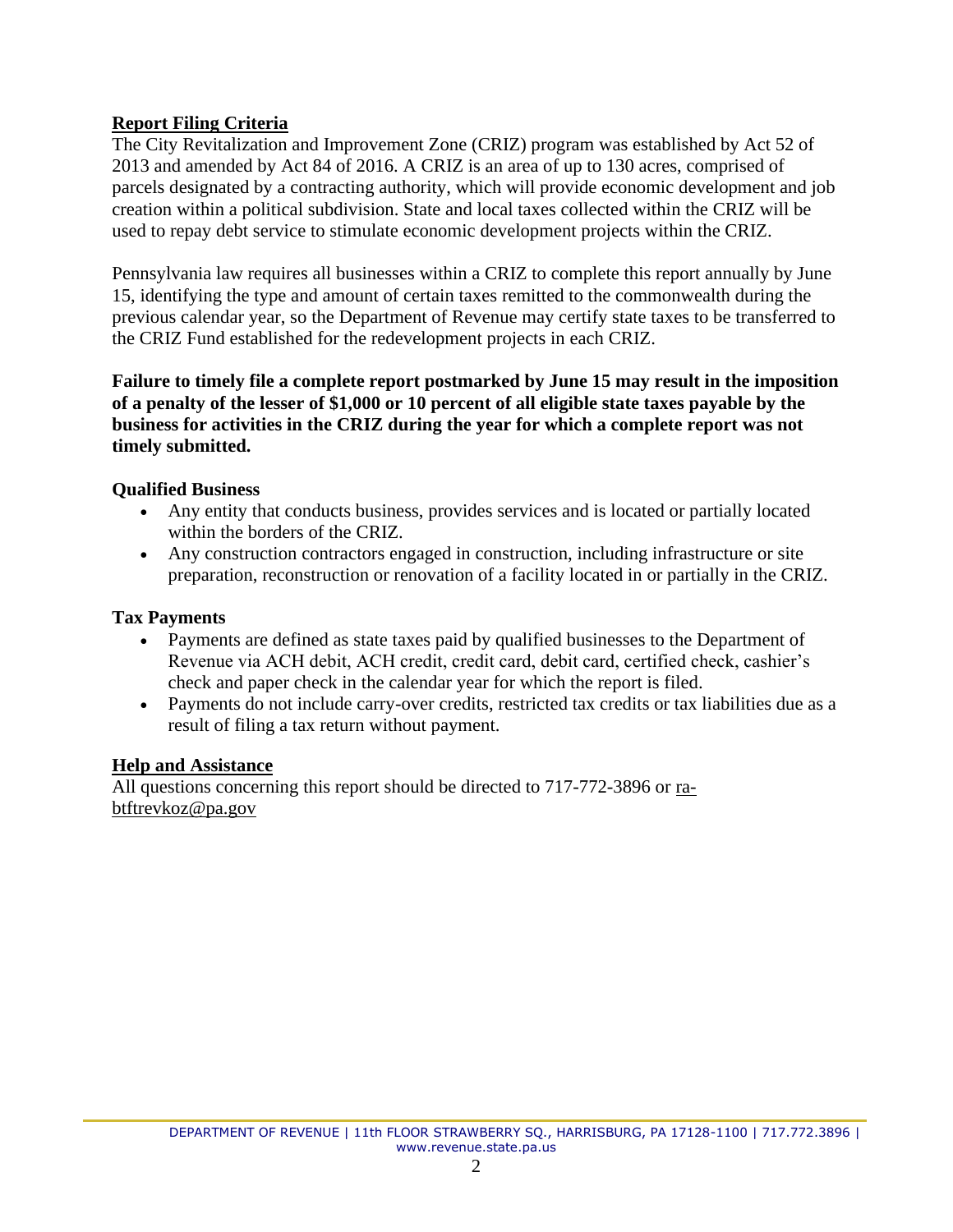## Report Filing Criteria

The City Revitalization and Improvement Zone (CRIZ) program was established by Act 52 of 2013 and amended by Act 84 of 2016. A CRIZ is an area of up to 130 acres, comprised of parcels designated by a contracting authority, which will provide economic development and job creation within a political subdivision. State and local taxes collected within the CRIZ will be used to repay debt service to stimulate economic development projects within the CRIZ.

Pennsylvania law requires all businesses within a CRIZ to complete this report annually by June 15, identifying the type and amount of certain taxes remitted to the commonwealth during the previous calendar year, so the Department of Revenue may certify state taxes to be transferred to the CRIZ Fund established for the redevelopment projects in each CRIZ.

**Failure to timely file a complete report postmarked by June 15 may result in the imposition of a penalty of the lesser of $1,000 or 10 percent of all eligible state taxes payable by the business for activities in the CRIZ during the year for which a complete report was not timely submitted.**

### Qualified Business

- Any entity that conducts business, provides services and is located or partially located within the borders of the CRIZ.
- Any construction contractors engaged in construction, including infrastructure or site preparation, reconstruction or renovation of a facility located in or partially in the CRIZ.

### Tax Payments

- Payments are defined as state taxes paid by qualified businesses to the Department of Revenue via ACH debit, ACH credit, credit card, debit card, certified check, cashier's check and paper check in the calendar year for which the report is filed.
- Payments do not include carry-over credits, restricted tax credits or tax liabilities due as a result of filing a tax return without payment.

## Help and Assistance

All questions concerning this report should be directed to 717-772-3896 or ra-btftrevkoz@pa.gov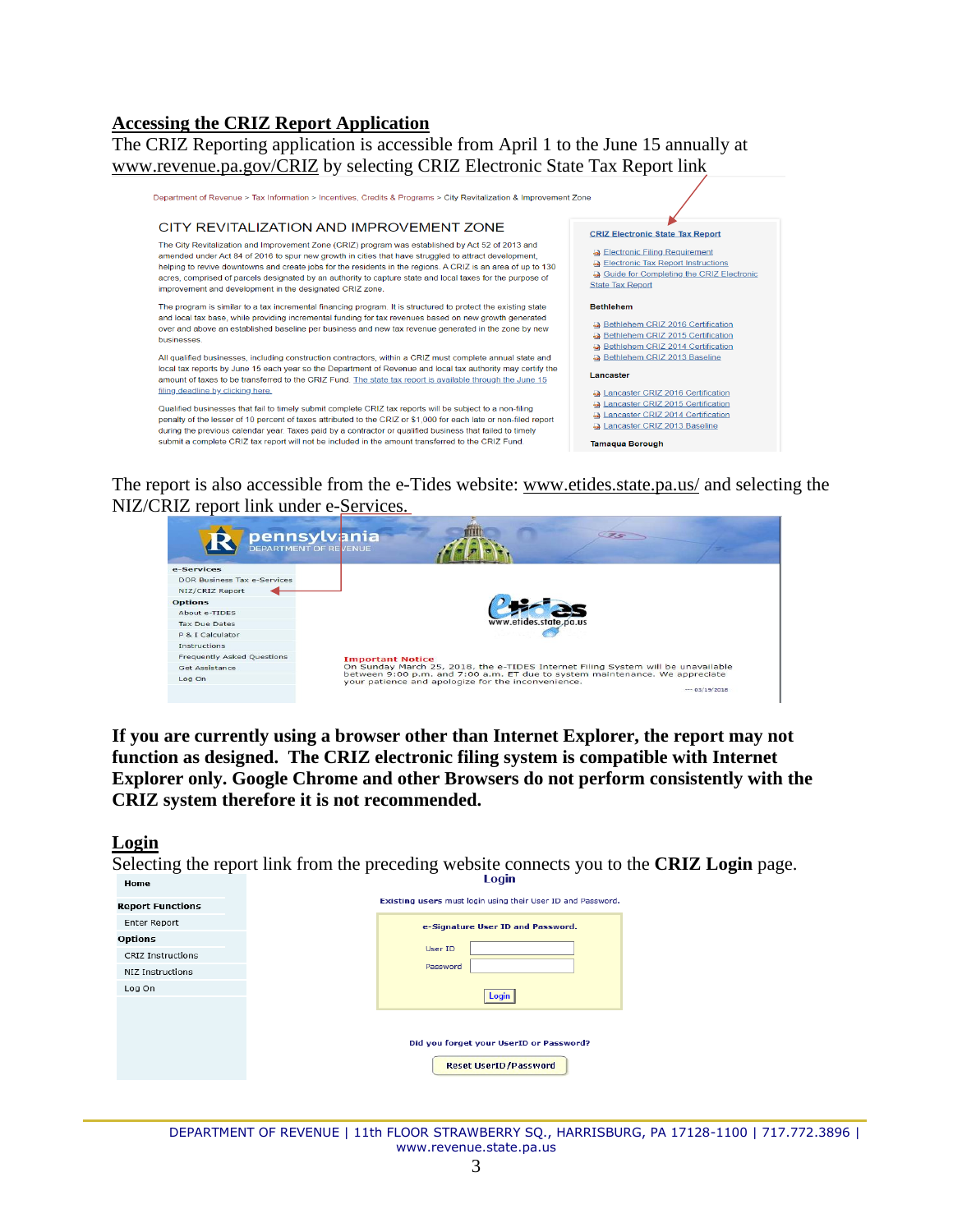## Accessing the CRIZ Report Application

The CRIZ Reporting application is accessible from April 1 to the June 15 annually at www.revenue.pa.gov/CRIZ by selecting CRIZ Electronic State Tax Report link

Department of Revenue > Tax Information > Incentives, Credits & Programs > City Revitalization & Improvement Zone

CITY REVITALIZATION AND IMPROVEMENT ZONE

The City Revitalization and Improvement Zone (CRIZ) program was established by Act 52 of 2013 and amended under Act 84 of 2016 to spur new growth in cities that have struggled to attract development, helping to revive downtowns and create jobs for the residents in the regions. A CRIZ is an area of up to 130 acres, comprised of parcels designated by an authority to capture state and local taxes for the purpose of improvement and development in the designated CRIZ zone.

The program is similar to a tax incremental financing program. It is structured to protect the existing state and local tax base, while providing incremental funding for tax revenues based on new growth generated over and above an established baseline per business and new tax revenue generated in the zone by new businesses.

All qualified businesses, including construction contractors, within a CRIZ must complete annual state and local tax reports by June 15 each year so the Department of Revenue and local tax authority may certify the amount of taxes to be transferred to the CRIZ Fund. The state tax report is available through the June 15 filing deadline by clicking here.

Qualified businesses that fail to timely submit complete CRIZ tax reports will be subject to a non-filing penalty of the lesser of 10 percent of taxes attributed to the CRIZ or $1,000 for each late or non-filed report during the previous calendar year. Taxes paid by a contractor or qualified business that failed to timely submit a complete CRIZ tax report will not be included in the amount transferred to the CRIZ Fund.

CRIZ Electronic State Tax Report
- Electronic Filing Requirement
- Electronic Tax Report Instructions
- Guide for Completing the CRIZ Electronic State Tax Report

Bethlehem
- Bethlehem CRIZ 2016 Certification
- Bethlehem CRIZ 2015 Certification
- Bethlehem CRIZ 2014 Certification
- Bethlehem CRIZ 2013 Baseline

Lancaster
- Lancaster CRIZ 2016 Certification
- Lancaster CRIZ 2015 Certification
- Lancaster CRIZ 2014 Certification
- Lancaster CRIZ 2013 Baseline

Tamaqua Borough

The report is also accessible from the e-Tides website: www.etides.state.pa.us/ and selecting the NIZ/CRIZ report link under e-Services.

pennsylvania DEPARTMENT OF REVENUE

e-Services
- DOR Business Tax e-Services
- NIZ/CRIZ Report

Options
- About e-TIDES
- Tax Due Dates
- P & I Calculator
- Instructions
- Frequently Asked Questions
- Get Assistance
- Log On

www.etides.state.pa.us

Important Notice
On Sunday March 25, 2018, the e-TIDES Internet Filing System will be unavailable between 9:00 p.m. and 7:00 a.m. ET due to system maintenance. We appreciate your patience and apologize for the inconvenience.
--- 03/19/2018

**If you are currently using a browser other than Internet Explorer, the report may not function as designed. The CRIZ electronic filing system is compatible with Internet Explorer only. Google Chrome and other Browsers do not perform consistently with the CRIZ system therefore it is not recommended.**

## Login

Selecting the report link from the preceding website connects you to the **CRIZ Login** page.

Home

Report Functions
- Enter Report

Options
- CRIZ Instructions
- NIZ Instructions
- Log On

Login

Existing users must login using their User ID and Password.

e-Signature User ID and Password.

User ID

Password

Login

Did you forget your UserID or Password?

Reset UserID/Password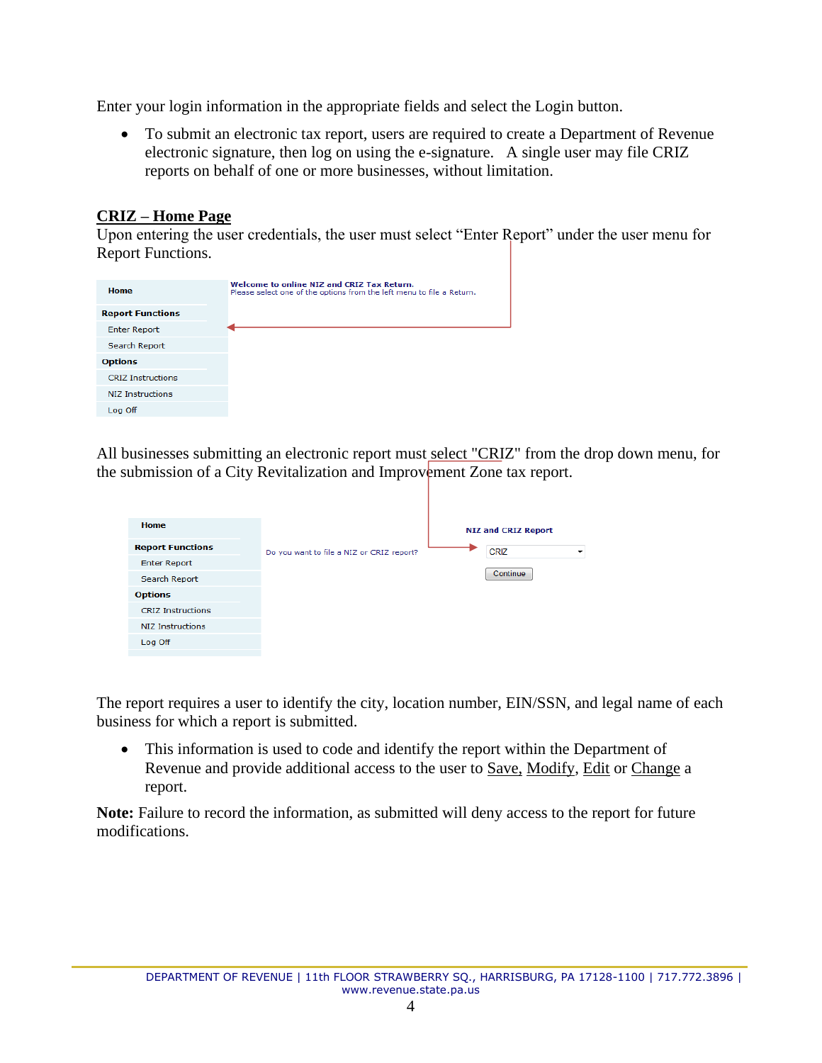Enter your login information in the appropriate fields and select the Login button.

- To submit an electronic tax report, users are required to create a Department of Revenue electronic signature, then log on using the e-signature. A single user may file CRIZ reports on behalf of one or more businesses, without limitation.

## CRIZ – Home Page

Upon entering the user credentials, the user must select "Enter Report" under the user menu for Report Functions.

Home
Report Functions
Enter Report
Search Report
Options
CRIZ Instructions
NIZ Instructions
Log Off

Welcome to online NIZ and CRIZ Tax Return.
Please select one of the options from the left menu to file a Return.

All businesses submitting an electronic report must select "CRIZ" from the drop down menu, for the submission of a City Revitalization and Improvement Zone tax report.

Home
Report Functions
Enter Report
Search Report
Options
CRIZ Instructions
NIZ Instructions
Log Off

NIZ and CRIZ Report

Do you want to file a NIZ or CRIZ report? CRIZ

Continue

The report requires a user to identify the city, location number, EIN/SSN, and legal name of each business for which a report is submitted.

- This information is used to code and identify the report within the Department of Revenue and provide additional access to the user to Save, Modify, Edit or Change a report.

**Note:** Failure to record the information, as submitted will deny access to the report for future modifications.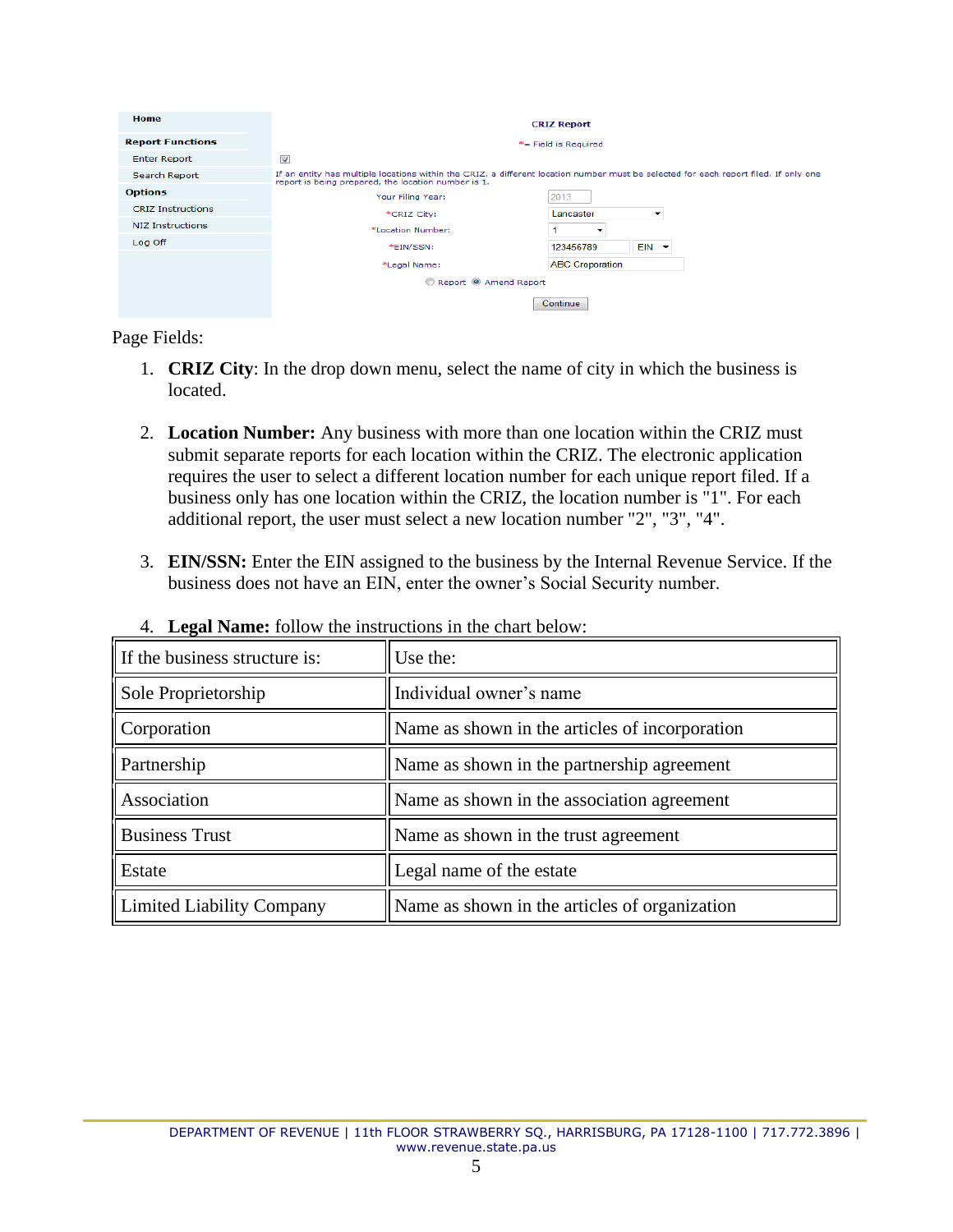| Home | CRIZ Report |
|---|---|
| Report Functions | *= Field is Required |
| Enter Report | If an entity has multiple locations within the CRIZ, a different location number must be selected for each report filed. If only one report is being prepared, the location number is 1. |
| Search Report | Your Filing Year: 2013 |
| Options | *CRIZ City: Lancaster |
| CRIZ Instructions | *Location Number: 1 |
| NIZ Instructions | *EIN/SSN: 123456789 EIN |
| Log Off | *Legal Name: ABC Croporation |
| | Report / Amend Report |
| | Continue |

Page Fields:

1. **CRIZ City**: In the drop down menu, select the name of city in which the business is located.

2. **Location Number:** Any business with more than one location within the CRIZ must submit separate reports for each location within the CRIZ. The electronic application requires the user to select a different location number for each unique report filed. If a business only has one location within the CRIZ, the location number is "1". For each additional report, the user must select a new location number "2", "3", "4".

3. **EIN/SSN:** Enter the EIN assigned to the business by the Internal Revenue Service. If the business does not have an EIN, enter the owner's Social Security number.

4. **Legal Name:** follow the instructions in the chart below:

| If the business structure is: | Use the: |
|---|---|
| Sole Proprietorship | Individual owner's name |
| Corporation | Name as shown in the articles of incorporation |
| Partnership | Name as shown in the partnership agreement |
| Association | Name as shown in the association agreement |
| Business Trust | Name as shown in the trust agreement |
| Estate | Legal name of the estate |
| Limited Liability Company | Name as shown in the articles of organization |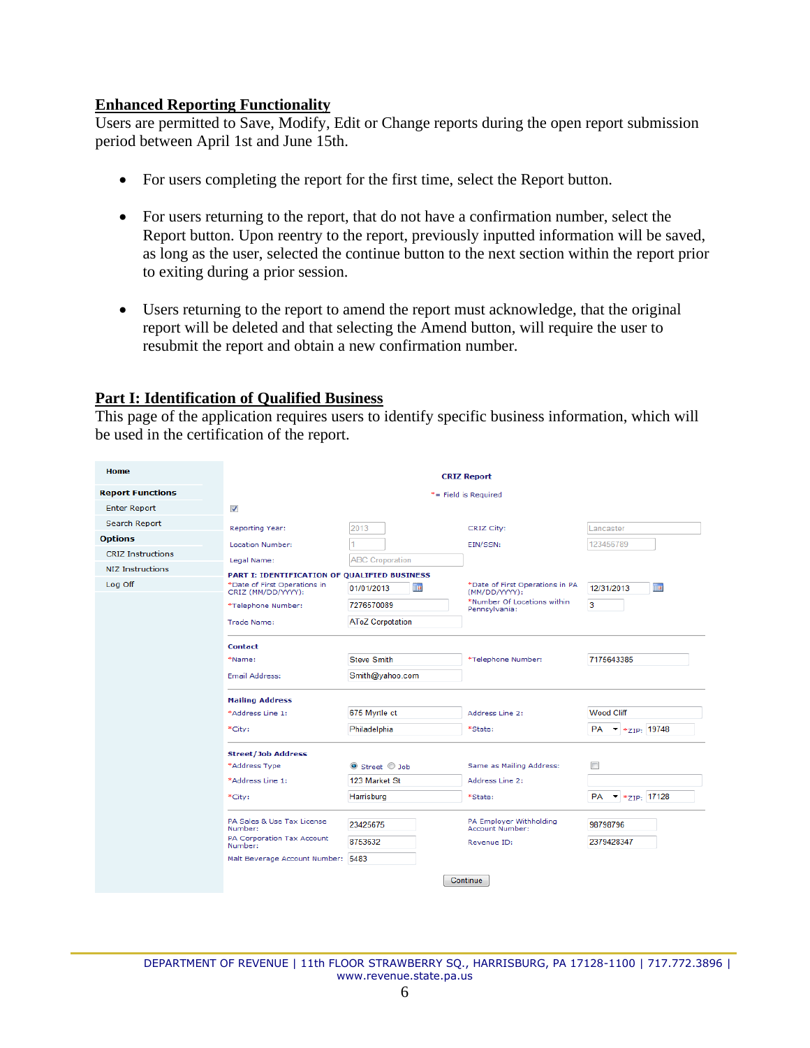## Enhanced Reporting Functionality

Users are permitted to Save, Modify, Edit or Change reports during the open report submission period between April 1st and June 15th.

- For users completing the report for the first time, select the Report button.
- For users returning to the report, that do not have a confirmation number, select the Report button. Upon reentry to the report, previously inputted information will be saved, as long as the user, selected the continue button to the next section within the report prior to exiting during a prior session.
- Users returning to the report to amend the report must acknowledge, that the original report will be deleted and that selecting the Amend button, will require the user to resubmit the report and obtain a new confirmation number.

## Part I: Identification of Qualified Business

This page of the application requires users to identify specific business information, which will be used in the certification of the report.

Home

**Report Functions**
- Enter Report
- Search Report

**Options**
- CRIZ Instructions
- NIZ Instructions
- Log Off

**CRIZ Report**

*= Field is Required

| | | | |
|---|---|---|---|
| Reporting Year: | 2013 | CRIZ City: | Lancaster |
| Location Number: | 1 | EIN/SSN: | 123456789 |
| Legal Name: | ABC Corporation | | |

**PART I: IDENTIFICATION OF QUALIFIED BUSINESS**

| | | | |
|---|---|---|---|
| *Date of First Operations in CRIZ (MM/DD/YYYY): | 01/01/2013 | *Date of First Operations in PA (MM/DD/YYYY): | 12/31/2013 |
| *Telephone Number: | 7276570089 | *Number Of Locations within Pennsylvania: | 3 |
| Trade Name: | AToZ Corpotation | | |

**Contact**

| | | | |
|---|---|---|---|
| *Name: | Steve Smith | *Telephone Number: | 7175643385 |
| Email Address: | Smith@yahoo.com | | |

**Mailing Address**

| | | | |
|---|---|---|---|
| *Address Line 1: | 675 Myrtle ct | Address Line 2: | Wood Cliff |
| *City: | Philadelphia | *State: | PA *ZIP: 19748 |

**Street/Job Address**

| | | | |
|---|---|---|---|
| *Address Type | Street / Job | Same as Mailing Address: | |
| *Address Line 1: | 123 Market St | Address Line 2: | |
| *City: | Harrisburg | *State: | PA *ZIP: 17128 |

| | | | |
|---|---|---|---|
| PA Sales & Use Tax License Number: | 23425675 | PA Employer Withholding Account Number: | 98798796 |
| PA Corporation Tax Account Number: | 8753632 | Revenue ID: | 2379428347 |
| Malt Beverage Account Number: | 5483 | | |

Continue

DEPARTMENT OF REVENUE | 11th FLOOR STRAWBERRY SQ., HARRISBURG, PA 17128-1100 | 717.772.3896 | www.revenue.state.pa.us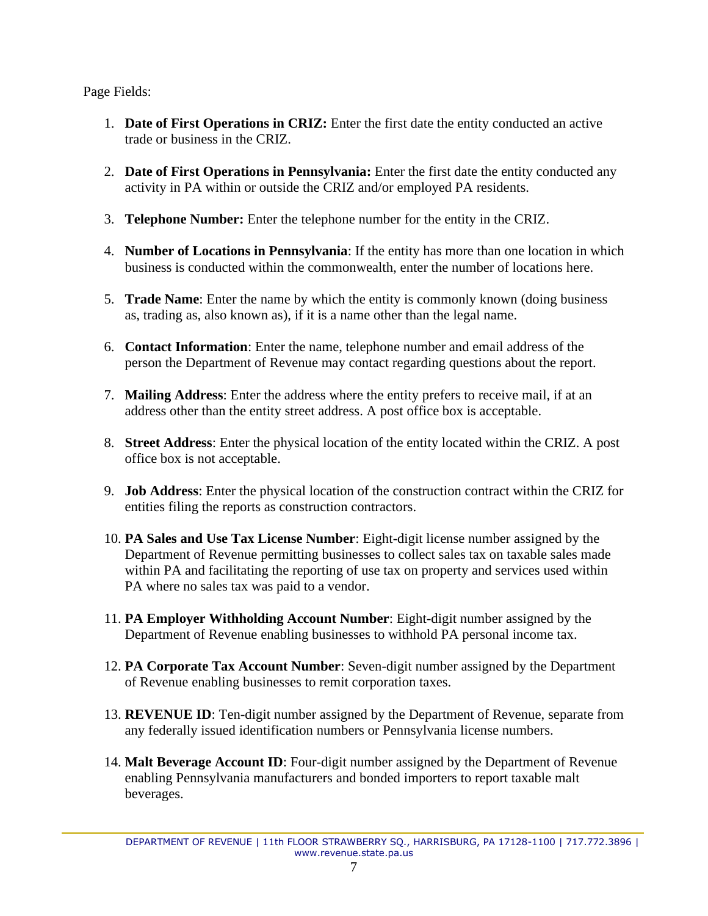Page Fields:

1. **Date of First Operations in CRIZ:** Enter the first date the entity conducted an active trade or business in the CRIZ.

2. **Date of First Operations in Pennsylvania:** Enter the first date the entity conducted any activity in PA within or outside the CRIZ and/or employed PA residents.

3. **Telephone Number:** Enter the telephone number for the entity in the CRIZ.

4. **Number of Locations in Pennsylvania**: If the entity has more than one location in which business is conducted within the commonwealth, enter the number of locations here.

5. **Trade Name**: Enter the name by which the entity is commonly known (doing business as, trading as, also known as), if it is a name other than the legal name.

6. **Contact Information**: Enter the name, telephone number and email address of the person the Department of Revenue may contact regarding questions about the report.

7. **Mailing Address**: Enter the address where the entity prefers to receive mail, if at an address other than the entity street address. A post office box is acceptable.

8. **Street Address**: Enter the physical location of the entity located within the CRIZ. A post office box is not acceptable.

9. **Job Address**: Enter the physical location of the construction contract within the CRIZ for entities filing the reports as construction contractors.

10. **PA Sales and Use Tax License Number**: Eight-digit license number assigned by the Department of Revenue permitting businesses to collect sales tax on taxable sales made within PA and facilitating the reporting of use tax on property and services used within PA where no sales tax was paid to a vendor.

11. **PA Employer Withholding Account Number**: Eight-digit number assigned by the Department of Revenue enabling businesses to withhold PA personal income tax.

12. **PA Corporate Tax Account Number**: Seven-digit number assigned by the Department of Revenue enabling businesses to remit corporation taxes.

13. **REVENUE ID**: Ten-digit number assigned by the Department of Revenue, separate from any federally issued identification numbers or Pennsylvania license numbers.

14. **Malt Beverage Account ID**: Four-digit number assigned by the Department of Revenue enabling Pennsylvania manufacturers and bonded importers to report taxable malt beverages.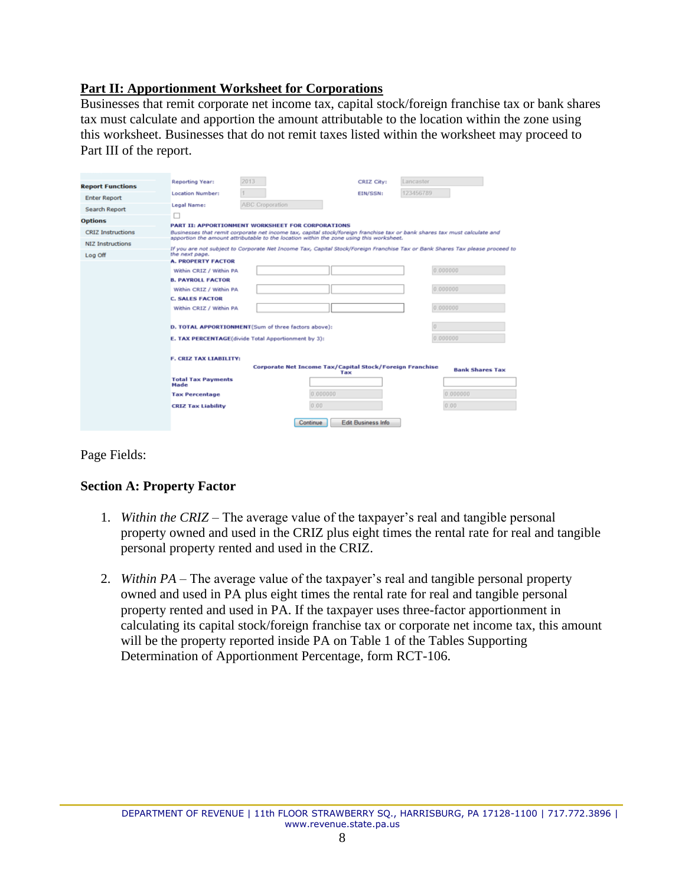## Part II: Apportionment Worksheet for Corporations

Businesses that remit corporate net income tax, capital stock/foreign franchise tax or bank shares tax must calculate and apportion the amount attributable to the location within the zone using this worksheet. Businesses that do not remit taxes listed within the worksheet may proceed to Part III of the report.

Page Fields:

### Section A: Property Factor

1. *Within the CRIZ* – The average value of the taxpayer's real and tangible personal property owned and used in the CRIZ plus eight times the rental rate for real and tangible personal property rented and used in the CRIZ.

2. *Within PA* – The average value of the taxpayer's real and tangible personal property owned and used in PA plus eight times the rental rate for real and tangible personal property rented and used in PA. If the taxpayer uses three-factor apportionment in calculating its capital stock/foreign franchise tax or corporate net income tax, this amount will be the property reported inside PA on Table 1 of the Tables Supporting Determination of Apportionment Percentage, form RCT-106.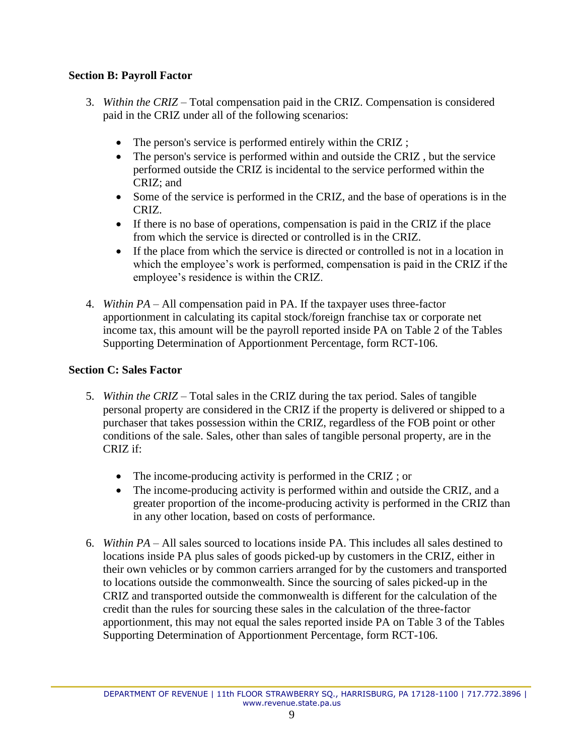**Section B: Payroll Factor**

3. *Within the CRIZ* – Total compensation paid in the CRIZ. Compensation is considered paid in the CRIZ under all of the following scenarios:

   - The person's service is performed entirely within the CRIZ ;
   - The person's service is performed within and outside the CRIZ , but the service performed outside the CRIZ is incidental to the service performed within the CRIZ; and
   - Some of the service is performed in the CRIZ, and the base of operations is in the CRIZ.
   - If there is no base of operations, compensation is paid in the CRIZ if the place from which the service is directed or controlled is in the CRIZ.
   - If the place from which the service is directed or controlled is not in a location in which the employee's work is performed, compensation is paid in the CRIZ if the employee's residence is within the CRIZ.

4. *Within PA* – All compensation paid in PA. If the taxpayer uses three-factor apportionment in calculating its capital stock/foreign franchise tax or corporate net income tax, this amount will be the payroll reported inside PA on Table 2 of the Tables Supporting Determination of Apportionment Percentage, form RCT-106.

**Section C: Sales Factor**

5. *Within the CRIZ* – Total sales in the CRIZ during the tax period. Sales of tangible personal property are considered in the CRIZ if the property is delivered or shipped to a purchaser that takes possession within the CRIZ, regardless of the FOB point or other conditions of the sale. Sales, other than sales of tangible personal property, are in the CRIZ if:

   - The income-producing activity is performed in the CRIZ ; or
   - The income-producing activity is performed within and outside the CRIZ, and a greater proportion of the income-producing activity is performed in the CRIZ than in any other location, based on costs of performance.

6. *Within PA* – All sales sourced to locations inside PA. This includes all sales destined to locations inside PA plus sales of goods picked-up by customers in the CRIZ, either in their own vehicles or by common carriers arranged for by the customers and transported to locations outside the commonwealth. Since the sourcing of sales picked-up in the CRIZ and transported outside the commonwealth is different for the calculation of the credit than the rules for sourcing these sales in the calculation of the three-factor apportionment, this may not equal the sales reported inside PA on Table 3 of the Tables Supporting Determination of Apportionment Percentage, form RCT-106.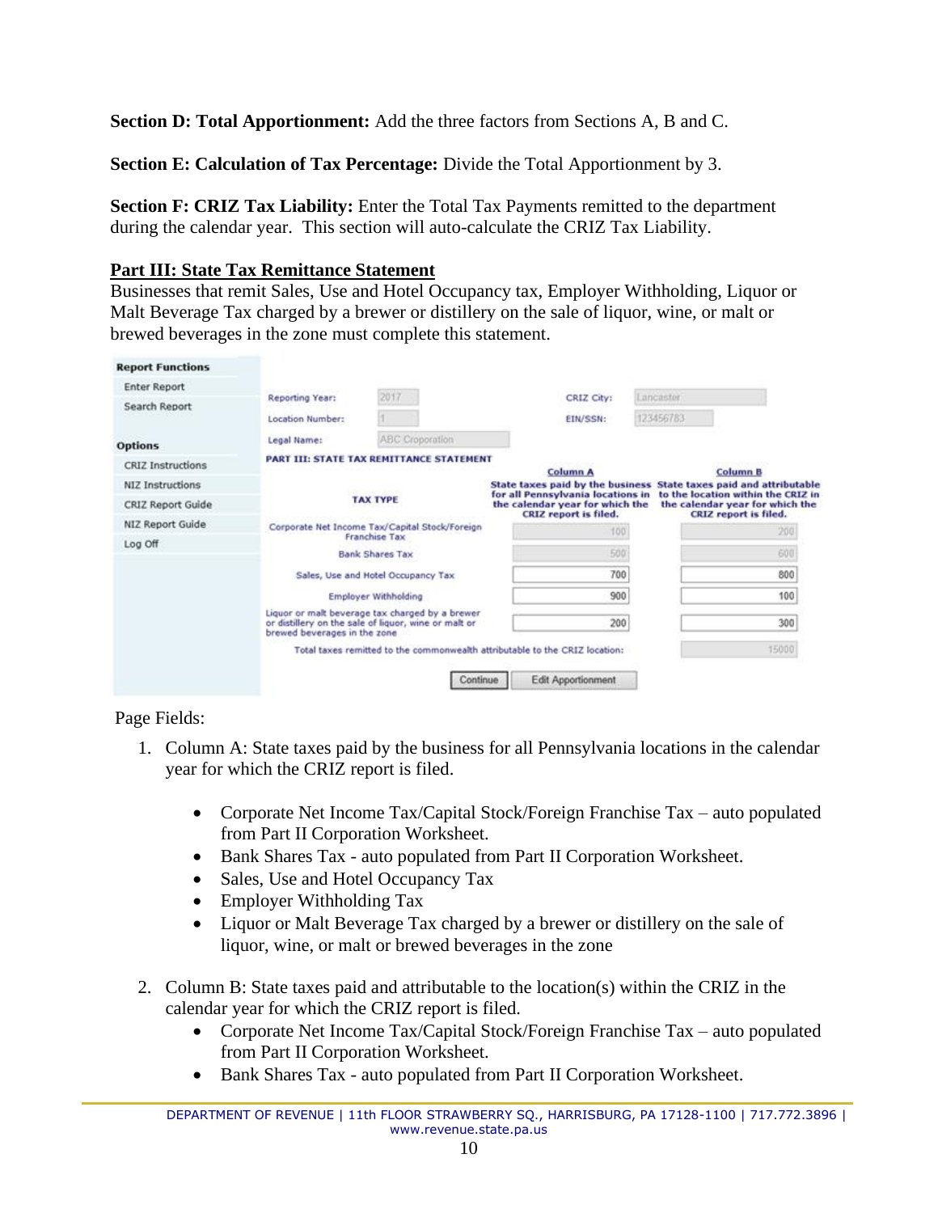**Section D: Total Apportionment:** Add the three factors from Sections A, B and C.

**Section E: Calculation of Tax Percentage:** Divide the Total Apportionment by 3.

**Section F: CRIZ Tax Liability:** Enter the Total Tax Payments remitted to the department during the calendar year. This section will auto-calculate the CRIZ Tax Liability.

## Part III: State Tax Remittance Statement

Businesses that remit Sales, Use and Hotel Occupancy tax, Employer Withholding, Liquor or Malt Beverage Tax charged by a brewer or distillery on the sale of liquor, wine, or malt or brewed beverages in the zone must complete this statement.

**Report Functions**
- Enter Report
- Search Report

**Options**
- CRIZ Instructions
- NIZ Instructions
- CRIZ Report Guide
- NIZ Report Guide
- Log Off

Reporting Year: 2017 | CRIZ City: Lancaster
Location Number: 1 | EIN/SSN: 123456783
Legal Name: ABC Croporation

**PART III: STATE TAX REMITTANCE STATEMENT**

| TAX TYPE | Column A<br>State taxes paid by the business for all Pennsylvania locations in the calendar year for which the CRIZ report is filed. | Column B<br>State taxes paid and attributable to the location within the CRIZ in the calendar year for which the CRIZ report is filed. |
|---|---|---|
| Corporate Net Income Tax/Capital Stock/Foreign Franchise Tax | 100 | 200 |
| Bank Shares Tax | 500 | 600 |
| Sales, Use and Hotel Occupancy Tax | 700 | 800 |
| Employer Withholding | 900 | 100 |
| Liquor or malt beverage tax charged by a brewer or distillery on the sale of liquor, wine or malt or brewed beverages in the zone | 200 | 300 |
| Total taxes remitted to the commonwealth attributable to the CRIZ location: | | 15000 |

Continue | Edit Apportionment

Page Fields:

1. Column A: State taxes paid by the business for all Pennsylvania locations in the calendar year for which the CRIZ report is filed.

   - Corporate Net Income Tax/Capital Stock/Foreign Franchise Tax – auto populated from Part II Corporation Worksheet.
   - Bank Shares Tax - auto populated from Part II Corporation Worksheet.
   - Sales, Use and Hotel Occupancy Tax
   - Employer Withholding Tax
   - Liquor or Malt Beverage Tax charged by a brewer or distillery on the sale of liquor, wine, or malt or brewed beverages in the zone

2. Column B: State taxes paid and attributable to the location(s) within the CRIZ in the calendar year for which the CRIZ report is filed.
   - Corporate Net Income Tax/Capital Stock/Foreign Franchise Tax – auto populated from Part II Corporation Worksheet.
   - Bank Shares Tax - auto populated from Part II Corporation Worksheet.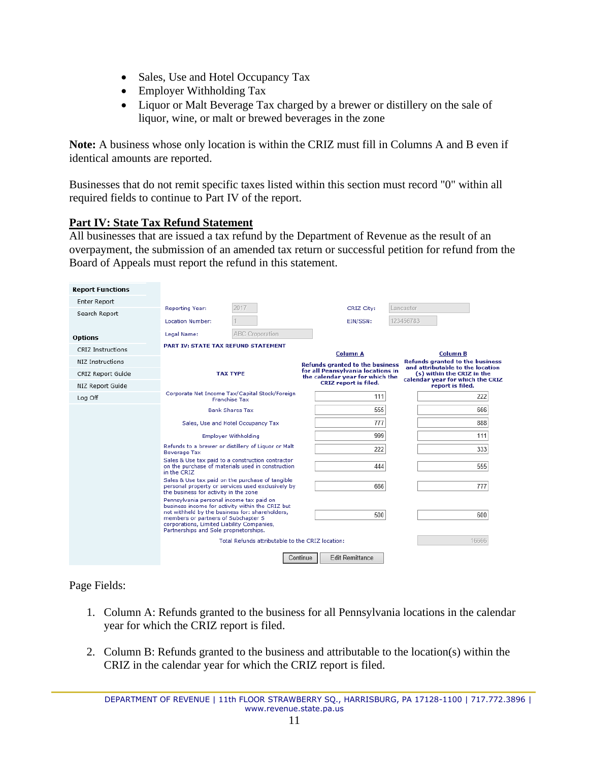- Sales, Use and Hotel Occupancy Tax
- Employer Withholding Tax
- Liquor or Malt Beverage Tax charged by a brewer or distillery on the sale of liquor, wine, or malt or brewed beverages in the zone

**Note:** A business whose only location is within the CRIZ must fill in Columns A and B even if identical amounts are reported.

Businesses that do not remit specific taxes listed within this section must record "0" within all required fields to continue to Part IV of the report.

## Part IV: State Tax Refund Statement

All businesses that are issued a tax refund by the Department of Revenue as the result of an overpayment, the submission of an amended tax return or successful petition for refund from the Board of Appeals must report the refund in this statement.

**Report Functions**
- Enter Report
- Search Report

**Options**
- CRIZ Instructions
- NIZ Instructions
- CRIZ Report Guide
- NIZ Report Guide
- Log Off

Reporting Year: 2017 | CRIZ City: Lancaster
Location Number: 1 | EIN/SSN: 123456783
Legal Name: ABC Corporation

**PART IV: STATE TAX REFUND STATEMENT**

| TAX TYPE | Column A<br>Refunds granted to the business for all Pennsylvania locations in the calendar year for which the CRIZ report is filed. | Column B<br>Refunds granted to the business and attributable to the location (s) within the CRIZ in the calendar year for which the CRIZ report is filed. |
|---|---|---|
| Corporate Net Income Tax/Capital Stock/Foreign Franchise Tax | 111 | 222 |
| Bank Shares Tax | 555 | 666 |
| Sales, Use and Hotel Occupancy Tax | 777 | 888 |
| Employer Withholding | 999 | 111 |
| Refunds to a brewer or distillery of Liquor or Malt Beverage Tax | 222 | 333 |
| Sales & Use tax paid to a construction contractor on the purchase of materials used in construction in the CRIZ | 444 | 555 |
| Sales & Use tax paid on the purchase of tangible personal property or services used exclusively by the business for activity in the zone | 666 | 777 |
| Pennsylvania personal income tax paid on business income for activity within the CRIZ but not withheld by the business for: shareholders, members or partners of Subchapter S corporations, Limited Liability Companies, Partnerships and Sole proprietorships. | 500 | 600 |
| Total Refunds attributable to the CRIZ location: | | 16666 |

Continue | Edit Remittance

Page Fields:

1. Column A: Refunds granted to the business for all Pennsylvania locations in the calendar year for which the CRIZ report is filed.

2. Column B: Refunds granted to the business and attributable to the location(s) within the CRIZ in the calendar year for which the CRIZ report is filed.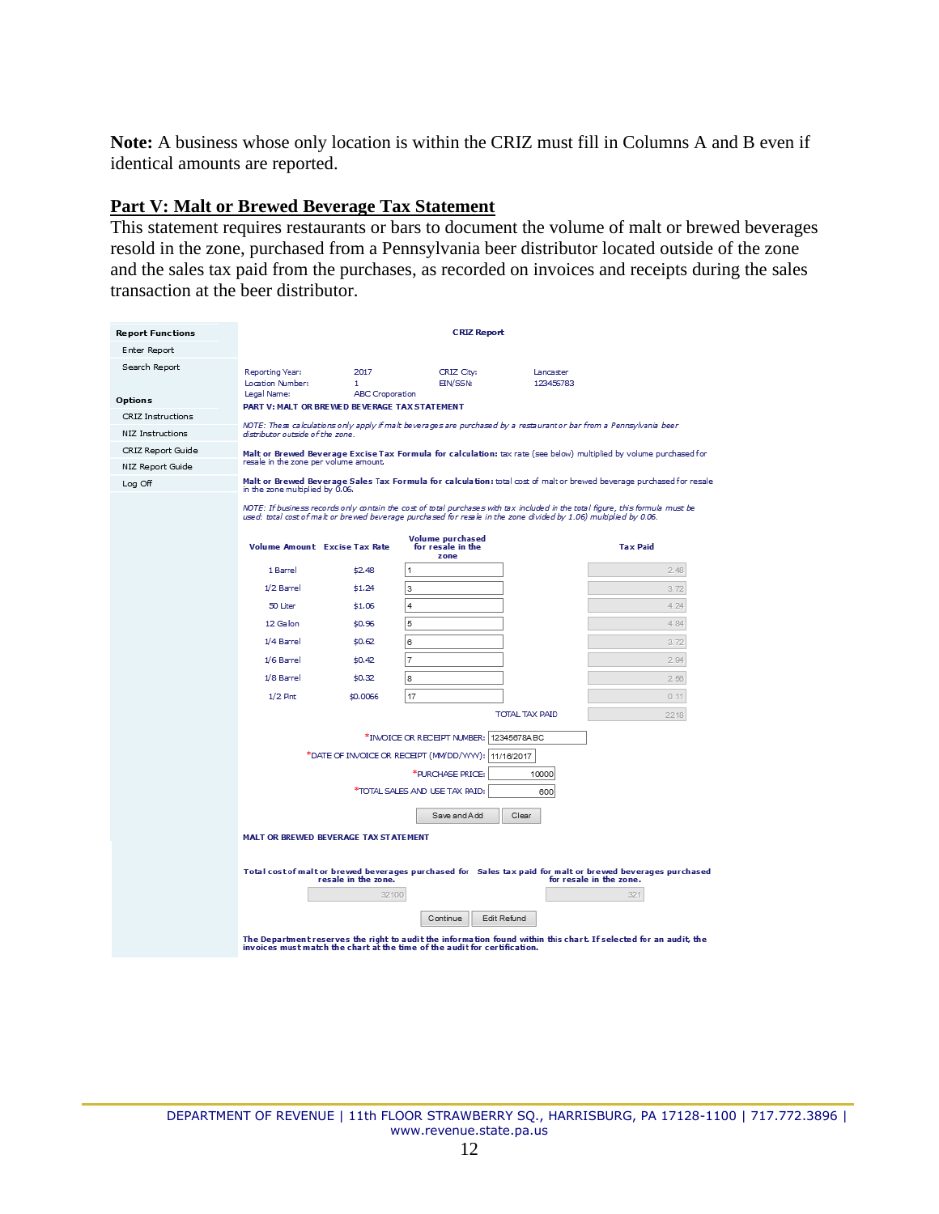**Note:** A business whose only location is within the CRIZ must fill in Columns A and B even if identical amounts are reported.

## Part V: Malt or Brewed Beverage Tax Statement

This statement requires restaurants or bars to document the volume of malt or brewed beverages resold in the zone, purchased from a Pennsylvania beer distributor located outside of the zone and the sales tax paid from the purchases, as recorded on invoices and receipts during the sales transaction at the beer distributor.

**Report Functions**
- Enter Report
- Search Report

**Options**
- CRIZ Instructions
- NIZ Instructions
- CRIZ Report Guide
- NIZ Report Guide
- Log Off

**CRIZ Report**

| | | | |
|---|---|---|---|
| Reporting Year: | 2017 | CRIZ City: | Lancaster |
| Location Number: | 1 | EIN/SSN: | 123456783 |
| Legal Name: | ABC Croporation | | |

**PART V: MALT OR BREWED BEVERAGE TAX STATEMENT**

*NOTE: These calculations only apply if malt beverages are purchased by a restaurant or bar from a Pennsylvania beer distributor outside of the zone.*

**Malt or Brewed Beverage Excise Tax Formula for calculation:** tax rate (see below) multiplied by volume purchased for resale in the zone per volume amount.

**Malt or Brewed Beverage Sales Tax Formula for calculation:** total cost of malt or brewed beverage purchased for resale in the zone multiplied by 0.06.

*NOTE: If business records only contain the cost of total purchases with tax included in the total figure, this formula must be used: total cost of malt or brewed beverage purchased for resale in the zone divided by 1.06) multiplied by 0.06.*

| Volume Amount | Excise Tax Rate | Volume purchased for resale in the zone | Tax Paid |
|---|---|---|---|
| 1 Barrel | $2.48 | 1 | 2.48 |
| 1/2 Barrel | $1.24 | 3 | 3.72 |
| 50 Liter | $1.06 | 4 | 4.24 |
| 12 Galon | $0.96 | 5 | 4.84 |
| 1/4 Barrel | $0.62 | 6 | 3.72 |
| 1/6 Barrel | $0.42 | 7 | 2.94 |
| 1/8 Barrel | $0.32 | 8 | 2.56 |
| 1/2 Pint | $0.0066 | 17 | 0.11 |
| | | TOTAL TAX PAID | 22.18 |

*INVOICE OR RECEIPT NUMBER: 12345678ABC

*DATE OF INVOICE OR RECEIPT (MM/DD/YYYY): 11/16/2017

*PURCHASE PRICE: 10000

*TOTAL SALES AND USE TAX PAID: 600

Save and Add | Clear

**MALT OR BREWED BEVERAGE TAX STATEMENT**

| Total cost of malt or brewed beverages purchased for resale in the zone. | Sales tax paid for malt or brewed beverages purchased for resale in the zone. |
|---|---|
| 32100 | 321 |

Continue | Edit Refund

**The Department reserves the right to audit the information found within this chart. If selected for an audit, the invoices must match the chart at the time of the audit for certification.**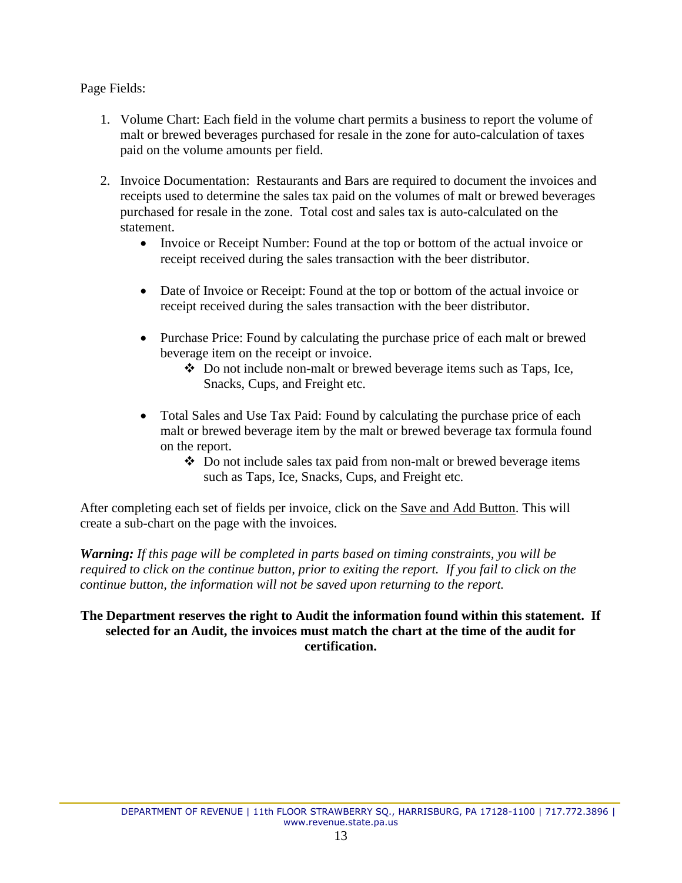Page Fields:

1. Volume Chart: Each field in the volume chart permits a business to report the volume of malt or brewed beverages purchased for resale in the zone for auto-calculation of taxes paid on the volume amounts per field.

2. Invoice Documentation: Restaurants and Bars are required to document the invoices and receipts used to determine the sales tax paid on the volumes of malt or brewed beverages purchased for resale in the zone. Total cost and sales tax is auto-calculated on the statement.
   - Invoice or Receipt Number: Found at the top or bottom of the actual invoice or receipt received during the sales transaction with the beer distributor.

   - Date of Invoice or Receipt: Found at the top or bottom of the actual invoice or receipt received during the sales transaction with the beer distributor.

   - Purchase Price: Found by calculating the purchase price of each malt or brewed beverage item on the receipt or invoice.
     - ❖ Do not include non-malt or brewed beverage items such as Taps, Ice, Snacks, Cups, and Freight etc.

   - Total Sales and Use Tax Paid: Found by calculating the purchase price of each malt or brewed beverage item by the malt or brewed beverage tax formula found on the report.
     - ❖ Do not include sales tax paid from non-malt or brewed beverage items such as Taps, Ice, Snacks, Cups, and Freight etc.

After completing each set of fields per invoice, click on the <u>Save and Add Button</u>. This will create a sub-chart on the page with the invoices.

***Warning:*** *If this page will be completed in parts based on timing constraints, you will be required to click on the continue button, prior to exiting the report. If you fail to click on the continue button, the information will not be saved upon returning to the report.*

**The Department reserves the right to Audit the information found within this statement. If selected for an Audit, the invoices must match the chart at the time of the audit for certification.**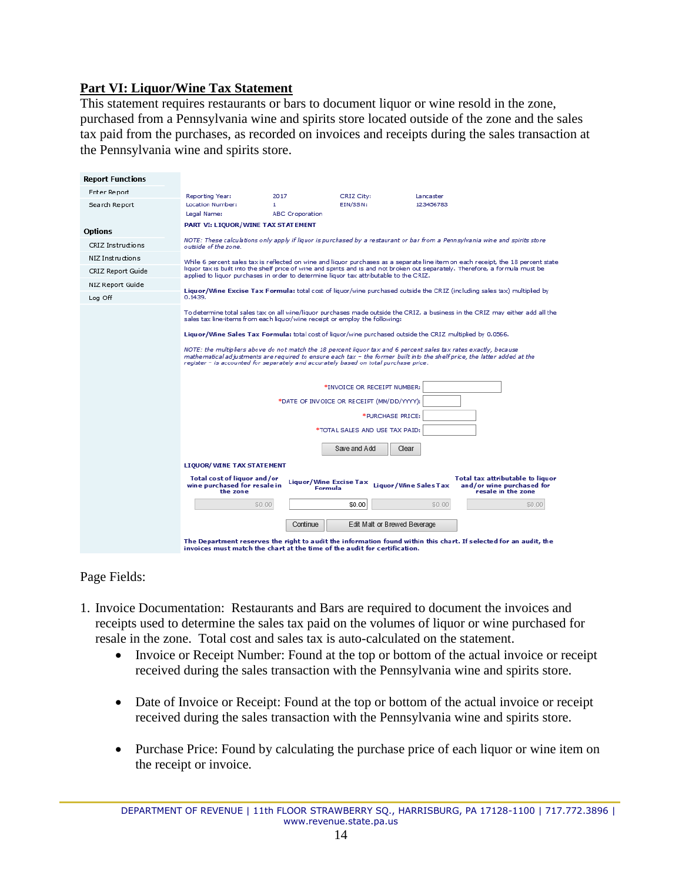## Part VI: Liquor/Wine Tax Statement

This statement requires restaurants or bars to document liquor or wine resold in the zone, purchased from a Pennsylvania wine and spirits store located outside of the zone and the sales tax paid from the purchases, as recorded on invoices and receipts during the sales transaction at the Pennsylvania wine and spirits store.

**Report Functions**

- Enter Report
- Search Report

**Options**

- CRIZ Instructions
- NIZ Instructions
- CRIZ Report Guide
- NIZ Report Guide
- Log Off

| | | | |
|---|---|---|---|
| Reporting Year: | 2017 | CRIZ City: | Lancaster |
| Location Number: | 1 | EIN/SSN: | 123456783 |
| Legal Name: | ABC Croporation | | |

**PART VI: LIQUOR/WINE TAX STATEMENT**

*NOTE: These calculations only apply if liquor is purchased by a restaurant or bar from a Pennsylvania wine and spirits store outside of the zone.*

While 6 percent sales tax is reflected on wine and liquor purchases as a separate line item on each receipt, the 18 percent state liquor tax is built into the shelf price of wine and spirits and is and not broken out separately. Therefore, a formula must be applied to liquor purchases in order to determine liquor tax attributable to the CRIZ.

**Liquor/Wine Excise Tax Formula:** total cost of liquor/wine purchased outside the CRIZ (including sales tax) multiplied by 0.1439.

To determine total sales tax on all wine/liquor purchases made outside the CRIZ, a business in the CRIZ may either add all the sales tax line-items from each liquor/wine receipt or employ the following:

**Liquor/Wine Sales Tax Formula:** total cost of liquor/wine purchased outside the CRIZ multiplied by 0.0566.

*NOTE: the multipliers above do not match the 18 percent liquor tax and 6 percent sales tax rates exactly, because mathematical adjustments are required to ensure each tax – the former built into the shelf price, the latter added at the register – is accounted for separately and accurately based on total purchase price.*

*INVOICE OR RECEIPT NUMBER:

*DATE OF INVOICE OR RECEIPT (MM/DD/YYYY):

*PURCHASE PRICE:

*TOTAL SALES AND USE TAX PAID:

Save and Add | Clear

**LIQUOR/ WINE TAX STATEMENT**

| Total cost of liquor and/or wine purchased for resale in the zone | Liquor/Wine Excise Tax Formula | Liquor/Wine Sales Tax | Total tax attributable to liquor and/or wine purchased for resale in the zone |
|---|---|---|---|
| $0.00 | $0.00 | $0.00 | $0.00 |

Continue | Edit Malt or Brewed Beverage

**The Department reserves the right to audit the information found within this chart. If selected for an audit, the invoices must match the chart at the time of the audit for certification.**

Page Fields:

1. Invoice Documentation: Restaurants and Bars are required to document the invoices and receipts used to determine the sales tax paid on the volumes of liquor or wine purchased for resale in the zone. Total cost and sales tax is auto-calculated on the statement.
   - Invoice or Receipt Number: Found at the top or bottom of the actual invoice or receipt received during the sales transaction with the Pennsylvania wine and spirits store.
   - Date of Invoice or Receipt: Found at the top or bottom of the actual invoice or receipt received during the sales transaction with the Pennsylvania wine and spirits store.
   - Purchase Price: Found by calculating the purchase price of each liquor or wine item on the receipt or invoice.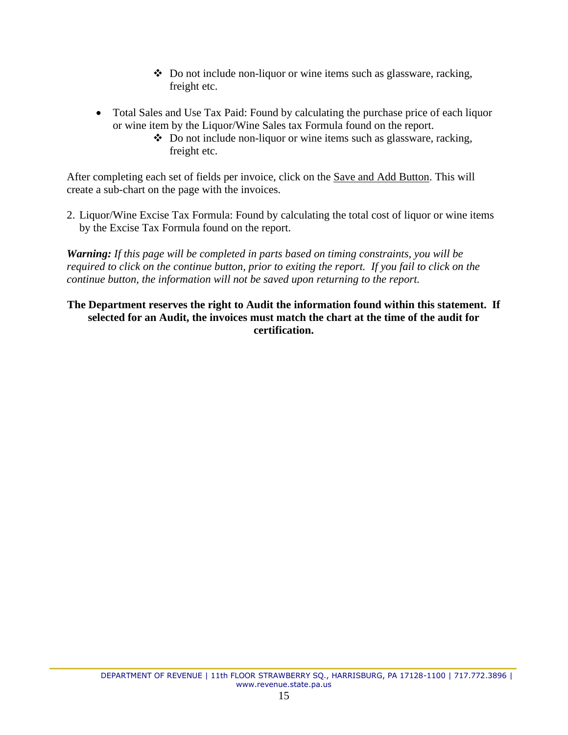- Do not include non-liquor or wine items such as glassware, racking, freight etc.

- Total Sales and Use Tax Paid: Found by calculating the purchase price of each liquor or wine item by the Liquor/Wine Sales tax Formula found on the report.
    - Do not include non-liquor or wine items such as glassware, racking, freight etc.

After completing each set of fields per invoice, click on the Save and Add Button. This will create a sub-chart on the page with the invoices.

2. Liquor/Wine Excise Tax Formula: Found by calculating the total cost of liquor or wine items by the Excise Tax Formula found on the report.

***Warning:*** *If this page will be completed in parts based on timing constraints, you will be required to click on the continue button, prior to exiting the report. If you fail to click on the continue button, the information will not be saved upon returning to the report.*

**The Department reserves the right to Audit the information found within this statement. If selected for an Audit, the invoices must match the chart at the time of the audit for certification.**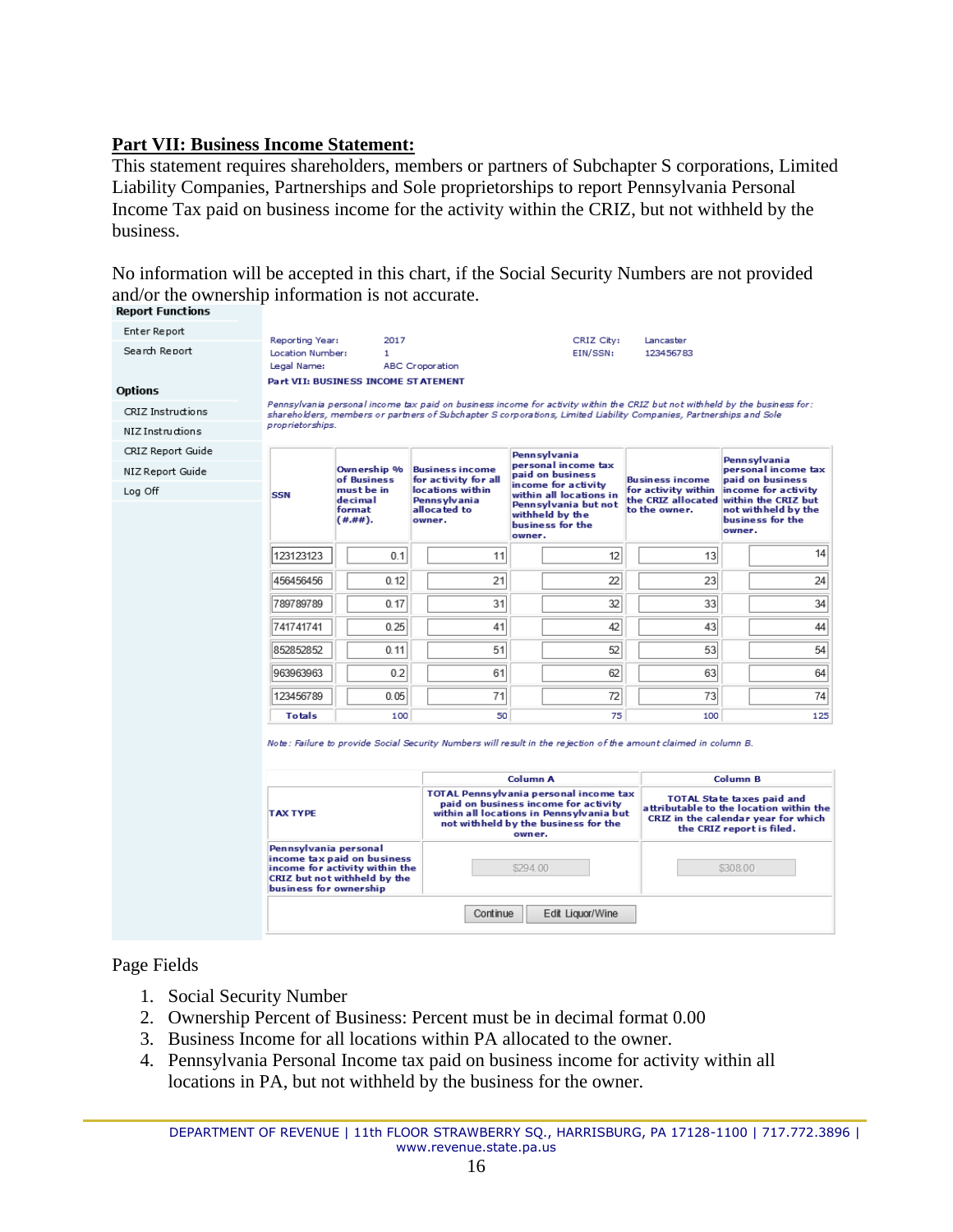## Part VII: Business Income Statement:

This statement requires shareholders, members or partners of Subchapter S corporations, Limited Liability Companies, Partnerships and Sole proprietorships to report Pennsylvania Personal Income Tax paid on business income for the activity within the CRIZ, but not withheld by the business.

No information will be accepted in this chart, if the Social Security Numbers are not provided and/or the ownership information is not accurate.

**Report Functions**

- Enter Report
- Search Report

**Options**

- CRIZ Instructions
- NIZ Instructions
- CRIZ Report Guide
- NIZ Report Guide
- Log Off

Reporting Year: 2017 CRIZ City: Lancaster
Location Number: 1 EIN/SSN: 123456783
Legal Name: ABC Croporation

**Part VII: BUSINESS INCOME STATEMENT**

*Pennsylvania personal income tax paid on business income for activity within the CRIZ but not withheld by the business for: shareholders, members or partners of Subchapter S corporations, Limited Liability Companies, Partnerships and Sole proprietorships.*

| SSN | Ownership % of Business must be in decimal format (#.##). | Business income for activity for all locations within Pennsylvania allocated to owner. | Pennsylvania personal income tax paid on business income for activity within all locations in Pennsylvania but not withheld by the business for the owner. | Business income for activity within the CRIZ allocated to the owner. | Pennsylvania personal income tax paid on business income for activity within the CRIZ but not withheld by the business for the owner. |
|---|---|---|---|---|---|
| 123123123 | 0.1 | 11 | 12 | 13 | 14 |
| 456456456 | 0.12 | 21 | 22 | 23 | 24 |
| 789789789 | 0.17 | 31 | 32 | 33 | 34 |
| 741741741 | 0.25 | 41 | 42 | 43 | 44 |
| 852852852 | 0.11 | 51 | 52 | 53 | 54 |
| 963963963 | 0.2 | 61 | 62 | 63 | 64 |
| 123456789 | 0.05 | 71 | 72 | 73 | 74 |
| **Totals** | 100 | 50 | 75 | 100 | 125 |

*Note: Failure to provide Social Security Numbers will result in the rejection of the amount claimed in column B.*

| | Column A | Column B |
|---|---|---|
| **TAX TYPE** | **TOTAL Pennsylvania personal income tax paid on business income for activity within all locations in Pennsylvania but not withheld by the business for the owner.** | **TOTAL State taxes paid and attributable to the location within the CRIZ in the calendar year for which the CRIZ report is filed.** |
| **Pennsylvania personal income tax paid on business income for activity within the CRIZ but not withheld by the business for ownership** | $294.00 | $308.00 |

Continue | Edit Liquor/Wine

Page Fields

1. Social Security Number
2. Ownership Percent of Business: Percent must be in decimal format 0.00
3. Business Income for all locations within PA allocated to the owner.
4. Pennsylvania Personal Income tax paid on business income for activity within all locations in PA, but not withheld by the business for the owner.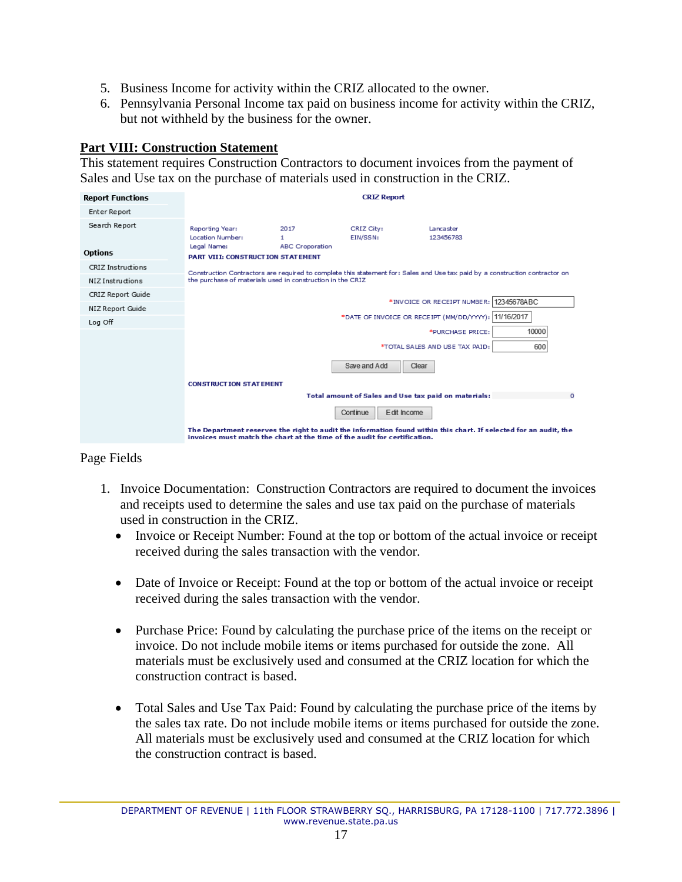5. Business Income for activity within the CRIZ allocated to the owner.
6. Pennsylvania Personal Income tax paid on business income for activity within the CRIZ, but not withheld by the business for the owner.

## Part VIII: Construction Statement

This statement requires Construction Contractors to document invoices from the payment of Sales and Use tax on the purchase of materials used in construction in the CRIZ.

| Report Functions | CRIZ Report | | | |
|---|---|---|---|---|
| Enter Report | | | | |
| Search Report | Reporting Year: 2017 | | CRIZ City: | Lancaster |
| | Location Number: 1 | | EIN/SSN: | 123456783 |
| | Legal Name: ABC Croporation | | | |
| Options | PART VIII: CONSTRUCTION STATEMENT | | | |
| CRIZ Instructions | Construction Contractors are required to complete this statement for: Sales and Use tax paid by a construction contractor on the purchase of materials used in construction in the CRIZ | | | |
| NIZ Instructions | | | *INVOICE OR RECEIPT NUMBER: | 12345678ABC |
| CRIZ Report Guide | | | *DATE OF INVOICE OR RECEIPT (MM/DD/YYYY): | 11/16/2017 |
| NIZ Report Guide | | | *PURCHASE PRICE: | 10000 |
| Log Off | | | *TOTAL SALES AND USE TAX PAID: | 600 |
| | Save and Add / Clear | | | |
| | CONSTRUCTION STATEMENT | | | |
| | | | Total amount of Sales and Use tax paid on materials: | 0 |
| | Continue / Edit Income | | | |
| | The Department reserves the right to audit the information found within this chart. If selected for an audit, the invoices must match the chart at the time of the audit for certification. | | | |

Page Fields

1. Invoice Documentation: Construction Contractors are required to document the invoices and receipts used to determine the sales and use tax paid on the purchase of materials used in construction in the CRIZ.
   - Invoice or Receipt Number: Found at the top or bottom of the actual invoice or receipt received during the sales transaction with the vendor.
   - Date of Invoice or Receipt: Found at the top or bottom of the actual invoice or receipt received during the sales transaction with the vendor.
   - Purchase Price: Found by calculating the purchase price of the items on the receipt or invoice. Do not include mobile items or items purchased for outside the zone. All materials must be exclusively used and consumed at the CRIZ location for which the construction contract is based.
   - Total Sales and Use Tax Paid: Found by calculating the purchase price of the items by the sales tax rate. Do not include mobile items or items purchased for outside the zone. All materials must be exclusively used and consumed at the CRIZ location for which the construction contract is based.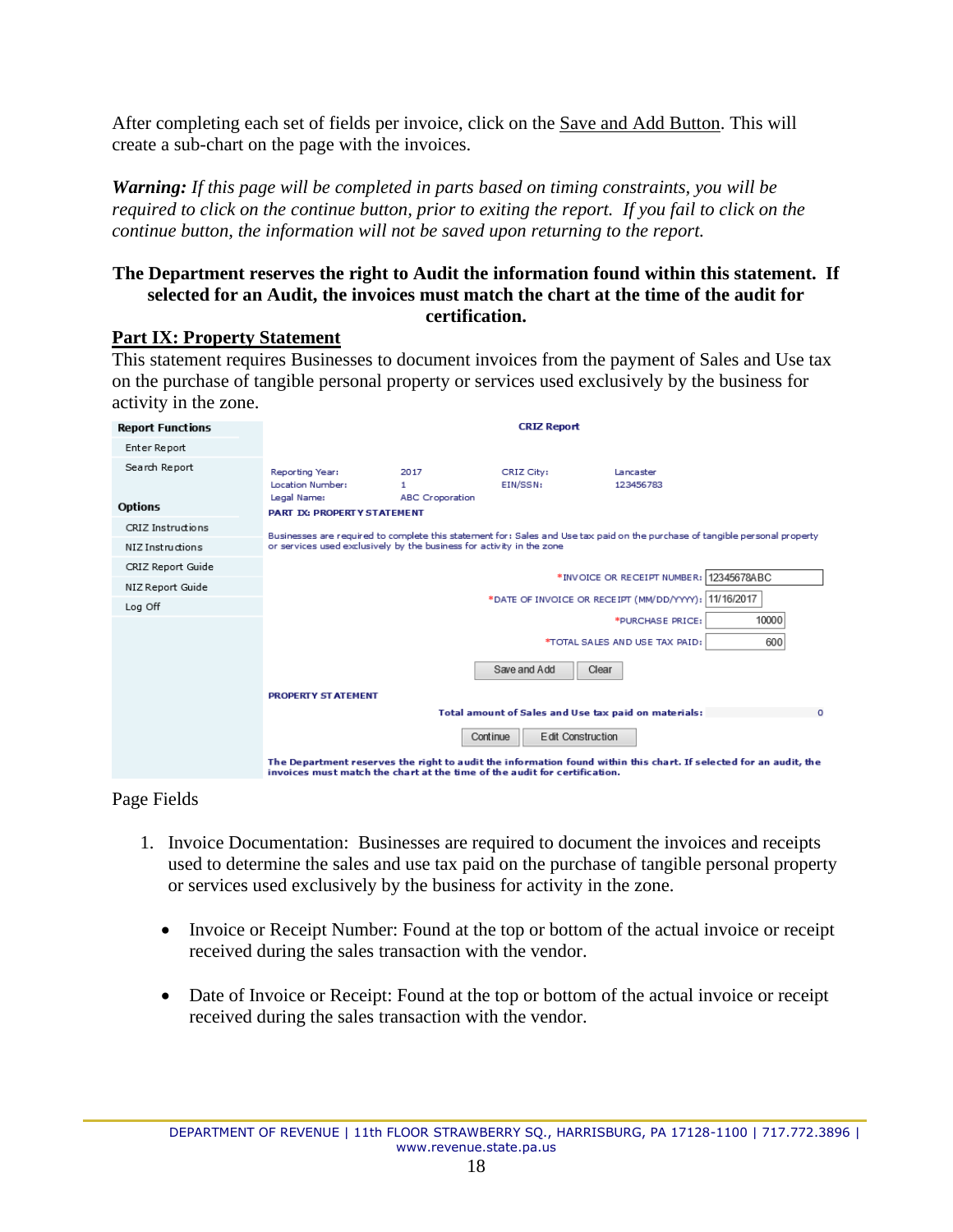After completing each set of fields per invoice, click on the Save and Add Button. This will create a sub-chart on the page with the invoices.

***Warning:*** *If this page will be completed in parts based on timing constraints, you will be required to click on the continue button, prior to exiting the report. If you fail to click on the continue button, the information will not be saved upon returning to the report.*

**The Department reserves the right to Audit the information found within this statement. If selected for an Audit, the invoices must match the chart at the time of the audit for certification.**

## Part IX: Property Statement

This statement requires Businesses to document invoices from the payment of Sales and Use tax on the purchase of tangible personal property or services used exclusively by the business for activity in the zone.

**Report Functions**
- Enter Report
- Search Report

**Options**
- CRIZ Instructions
- NIZ Instructions
- CRIZ Report Guide
- NIZ Report Guide
- Log Off

**CRIZ Report**

| | | | |
|---|---|---|---|
| Reporting Year: | 2017 | CRIZ City: | Lancaster |
| Location Number: | 1 | EIN/SSN: | 123456783 |
| Legal Name: | ABC Croporation | | |

**PART IX: PROPERTY STATEMENT**

Businesses are required to complete this statement for: Sales and Use tax paid on the purchase of tangible personal property or services used exclusively by the business for activity in the zone

*INVOICE OR RECEIPT NUMBER: 12345678ABC

*DATE OF INVOICE OR RECEIPT (MM/DD/YYYY): 11/16/2017

*PURCHASE PRICE: 10000

*TOTAL SALES AND USE TAX PAID: 600

Save and Add | Clear

**PROPERTY STATEMENT**

**Total amount of Sales and Use tax paid on materials:** 0

Continue | Edit Construction

**The Department reserves the right to audit the information found within this chart. If selected for an audit, the invoices must match the chart at the time of the audit for certification.**

Page Fields

1. Invoice Documentation: Businesses are required to document the invoices and receipts used to determine the sales and use tax paid on the purchase of tangible personal property or services used exclusively by the business for activity in the zone.

   - Invoice or Receipt Number: Found at the top or bottom of the actual invoice or receipt received during the sales transaction with the vendor.

   - Date of Invoice or Receipt: Found at the top or bottom of the actual invoice or receipt received during the sales transaction with the vendor.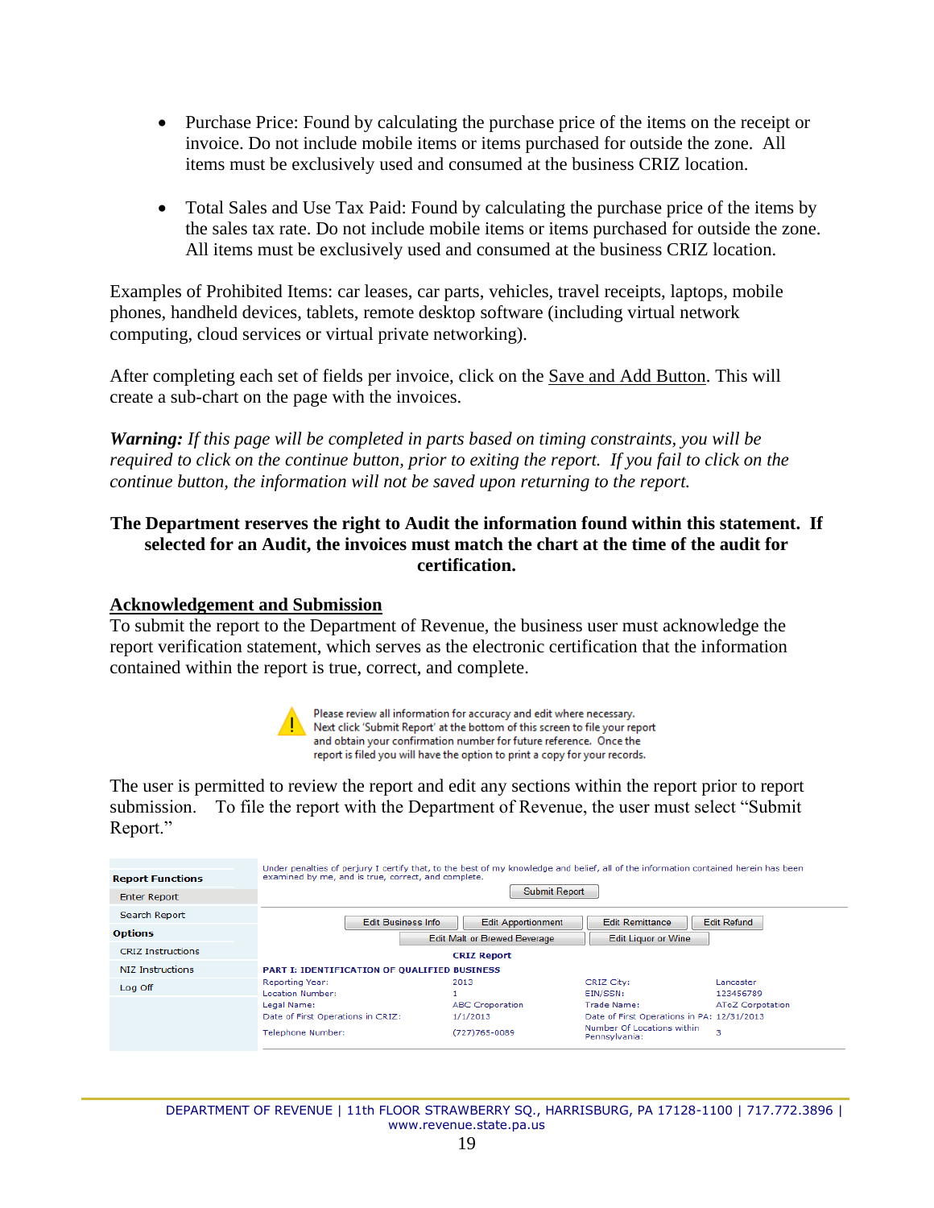- Purchase Price: Found by calculating the purchase price of the items on the receipt or invoice. Do not include mobile items or items purchased for outside the zone. All items must be exclusively used and consumed at the business CRIZ location.

- Total Sales and Use Tax Paid: Found by calculating the purchase price of the items by the sales tax rate. Do not include mobile items or items purchased for outside the zone. All items must be exclusively used and consumed at the business CRIZ location.

Examples of Prohibited Items: car leases, car parts, vehicles, travel receipts, laptops, mobile phones, handheld devices, tablets, remote desktop software (including virtual network computing, cloud services or virtual private networking).

After completing each set of fields per invoice, click on the Save and Add Button. This will create a sub-chart on the page with the invoices.

***Warning:*** *If this page will be completed in parts based on timing constraints, you will be required to click on the continue button, prior to exiting the report. If you fail to click on the continue button, the information will not be saved upon returning to the report.*

**The Department reserves the right to Audit the information found within this statement. If selected for an Audit, the invoices must match the chart at the time of the audit for certification.**

## Acknowledgement and Submission

To submit the report to the Department of Revenue, the business user must acknowledge the report verification statement, which serves as the electronic certification that the information contained within the report is true, correct, and complete.

> Please review all information for accuracy and edit where necessary. Next click 'Submit Report' at the bottom of this screen to file your report and obtain your confirmation number for future reference. Once the report is filed you will have the option to print a copy for your records.

The user is permitted to review the report and edit any sections within the report prior to report submission. To file the report with the Department of Revenue, the user must select "Submit Report."

**Report Functions**
- Enter Report
- Search Report

**Options**
- CRIZ Instructions
- NIZ Instructions
- Log Off

Under penalties of perjury I certify that, to the best of my knowledge and belief, all of the information contained herein has been examined by me, and is true, correct, and complete.

Submit Report

Edit Business Info | Edit Apportionment | Edit Remittance | Edit Refund | Edit Malt or Brewed Beverage | Edit Liquor or Wine

**CRIZ Report**

**PART I: IDENTIFICATION OF QUALIFIED BUSINESS**

| | | | |
|---|---|---|---|
| Reporting Year: | 2013 | CRIZ City: | Lancaster |
| Location Number: | 1 | EIN/SSN: | 123456789 |
| Legal Name: | ABC Corporation | Trade Name: | AToZ Corpotation |
| Date of First Operations in CRIZ: | 1/1/2013 | Date of First Operations in PA: | 12/31/2013 |
| Telephone Number: | (727)765-0089 | Number Of Locations within Pennsylvania: | 3 |

DEPARTMENT OF REVENUE | 11th FLOOR STRAWBERRY SQ., HARRISBURG, PA 17128-1100 | 717.772.3896 | www.revenue.state.pa.us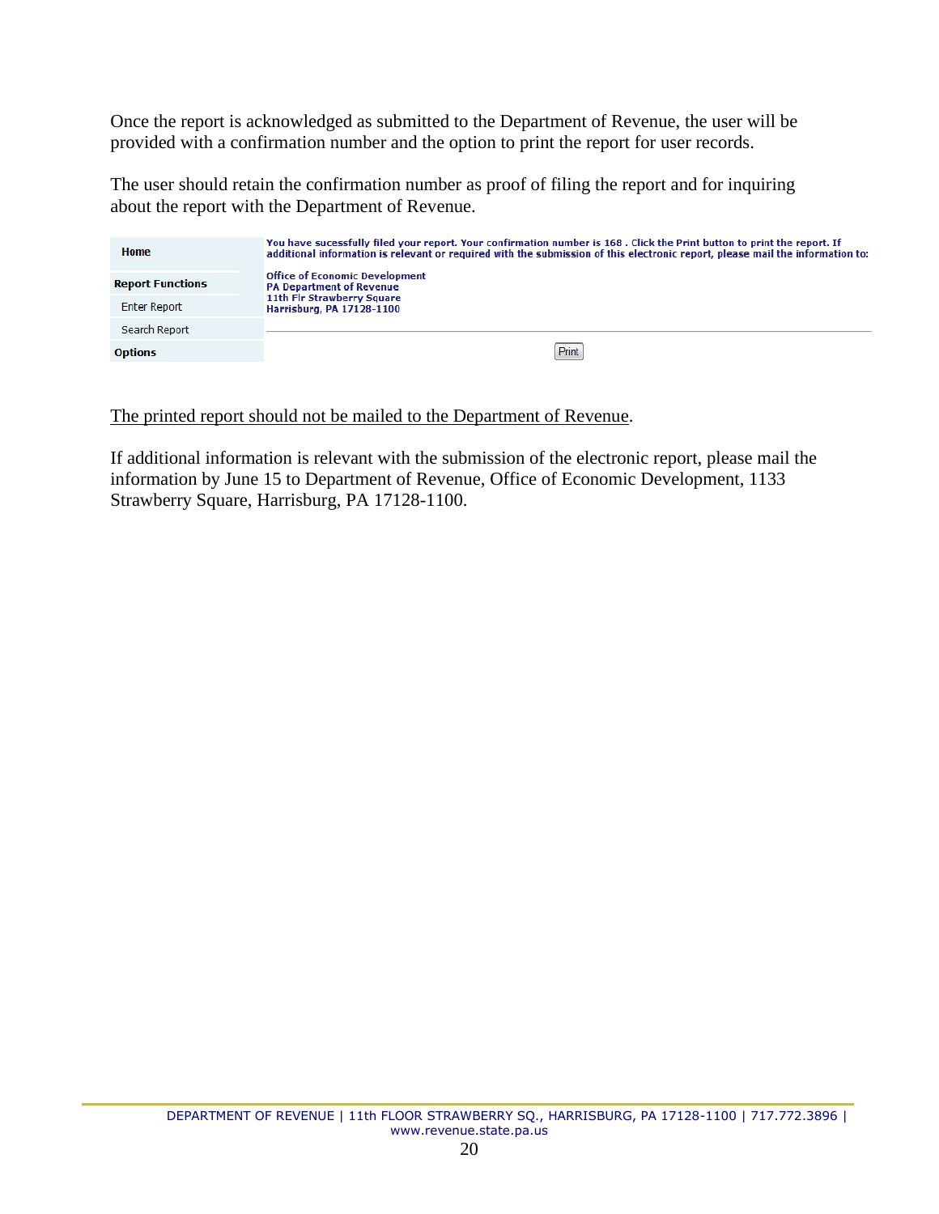Once the report is acknowledged as submitted to the Department of Revenue, the user will be provided with a confirmation number and the option to print the report for user records.

The user should retain the confirmation number as proof of filing the report and for inquiring about the report with the Department of Revenue.

| | |
|---|---|
| **Home** | You have sucessfully filed your report. Your confirmation number is 168 . Click the Print button to print the report. If additional information is relevant or required with the submission of this electronic report, please mail the information to: |
| **Report Functions** | Office of Economic Development<br>PA Department of Revenue<br>11th Flr Strawberry Square<br>Harrisburg, PA 17128-1100 |
| Enter Report | |
| Search Report | |
| **Options** | Print |

The printed report should not be mailed to the Department of Revenue.

If additional information is relevant with the submission of the electronic report, please mail the information by June 15 to Department of Revenue, Office of Economic Development, 1133 Strawberry Square, Harrisburg, PA 17128-1100.